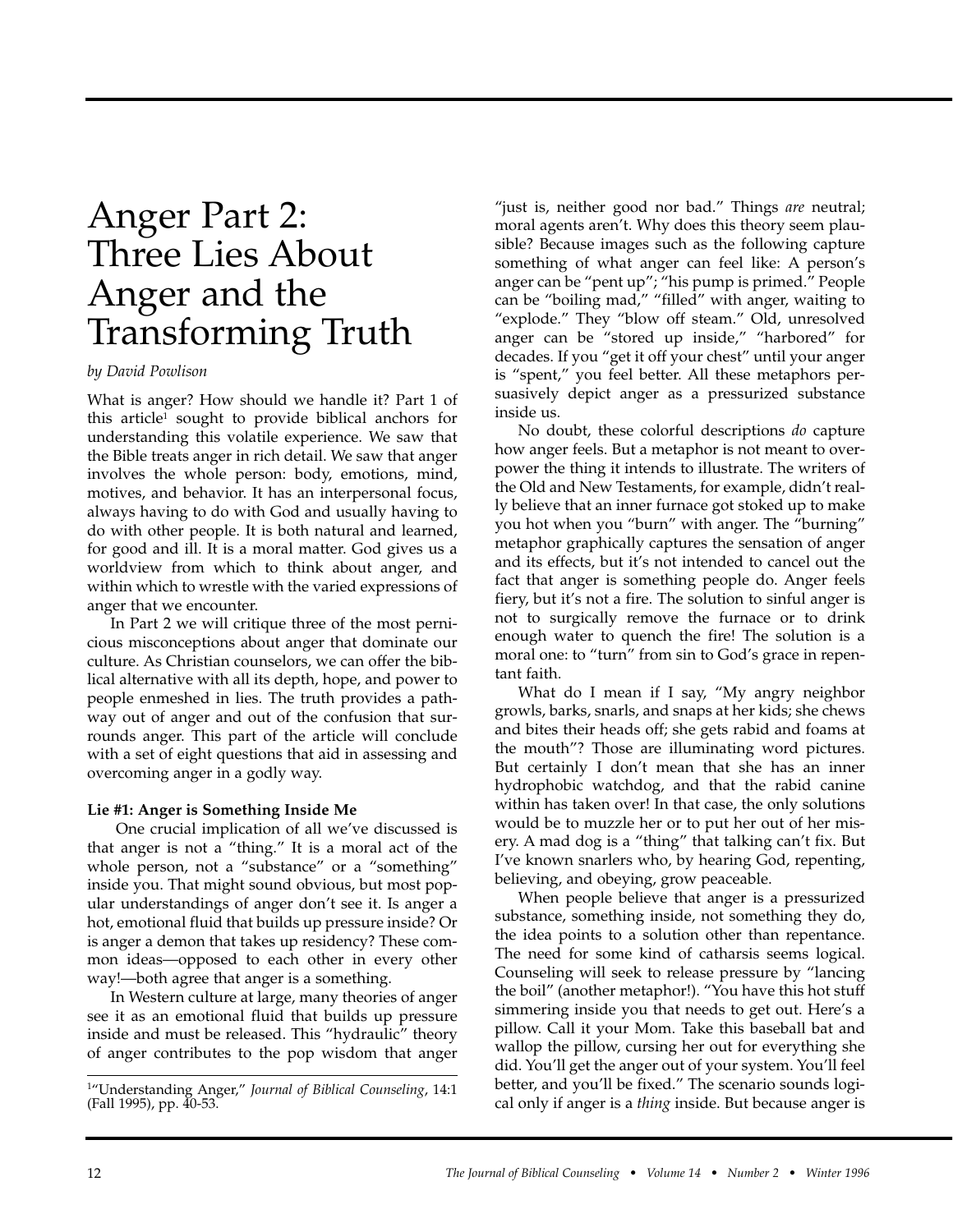# Anger Part 2: Three Lies About Anger and the Transforming Truth

*by David Powlison*

What is anger? How should we handle it? Part 1 of this article[1] sought to provide biblical anchors for understanding this volatile experience. We saw that the Bible treats anger in rich detail. We saw that anger involves the whole person: body, emotions, mind, motives, and behavior. It has an interpersonal focus, always having to do with God and usually having to do with other people. It is both natural and learned, for good and ill. It is a moral matter. God gives us a worldview from which to think about anger, and within which to wrestle with the varied expressions of anger that we encounter.

In Part 2 we will critique three of the most pernicious misconceptions about anger that dominate our culture. As Christian counselors, we can offer the biblical alternative with all its depth, hope, and power to people enmeshed in lies. The truth provides a pathway out of anger and out of the confusion that surrounds anger. This part of the article will conclude with a set of eight questions that aid in assessing and overcoming anger in a godly way.

**Lie #1: Anger is Something Inside Me**

One crucial implication of all we've discussed is that anger is not a "thing." It is a moral act of the whole person, not a "substance" or a "something" inside you. That might sound obvious, but most popular understandings of anger don't see it. Is anger a hot, emotional fluid that builds up pressure inside? Or is anger a demon that takes up residency? These common ideas—opposed to each other in every other way!—both agree that anger is a something.

In Western culture at large, many theories of anger see it as an emotional fluid that builds up pressure inside and must be released. This "hydraulic" theory of anger contributes to the pop wisdom that anger "just is, neither good nor bad." Things *are* neutral; moral agents aren't. Why does this theory seem plausible? Because images such as the following capture something of what anger can feel like: A person's anger can be "pent up"; "his pump is primed." People can be "boiling mad," "filled" with anger, waiting to "explode." They "blow off steam." Old, unresolved anger can be "stored up inside," "harbored" for decades. If you "get it off your chest" until your anger is "spent," you feel better. All these metaphors persuasively depict anger as a pressurized substance inside us.

No doubt, these colorful descriptions *do* capture how anger feels. But a metaphor is not meant to overpower the thing it intends to illustrate. The writers of the Old and New Testaments, for example, didn't really believe that an inner furnace got stoked up to make you hot when you "burn" with anger. The "burning" metaphor graphically captures the sensation of anger and its effects, but it's not intended to cancel out the fact that anger is something people do. Anger feels fiery, but it's not a fire. The solution to sinful anger is not to surgically remove the furnace or to drink enough water to quench the fire! The solution is a moral one: to "turn" from sin to God's grace in repentant faith.

What do I mean if I say, "My angry neighbor growls, barks, snarls, and snaps at her kids; she chews and bites their heads off; she gets rabid and foams at the mouth"? Those are illuminating word pictures. But certainly I don't mean that she has an inner hydrophobic watchdog, and that the rabid canine within has taken over! In that case, the only solutions would be to muzzle her or to put her out of her misery. A mad dog is a "thing" that talking can't fix. But I've known snarlers who, by hearing God, repenting, believing, and obeying, grow peaceable.

When people believe that anger is a pressurized substance, something inside, not something they do, the idea points to a solution other than repentance. The need for some kind of catharsis seems logical. Counseling will seek to release pressure by "lancing the boil" (another metaphor!). "You have this hot stuff simmering inside you that needs to get out. Here's a pillow. Call it your Mom. Take this baseball bat and wallop the pillow, cursing her out for everything she did. You'll get the anger out of your system. You'll feel better, and you'll be fixed." The scenario sounds logical only if anger is a *thing* inside. But because anger is

---

[1] "Understanding Anger," *Journal of Biblical Counseling*, 14:1 (Fall 1995), pp. 40-53.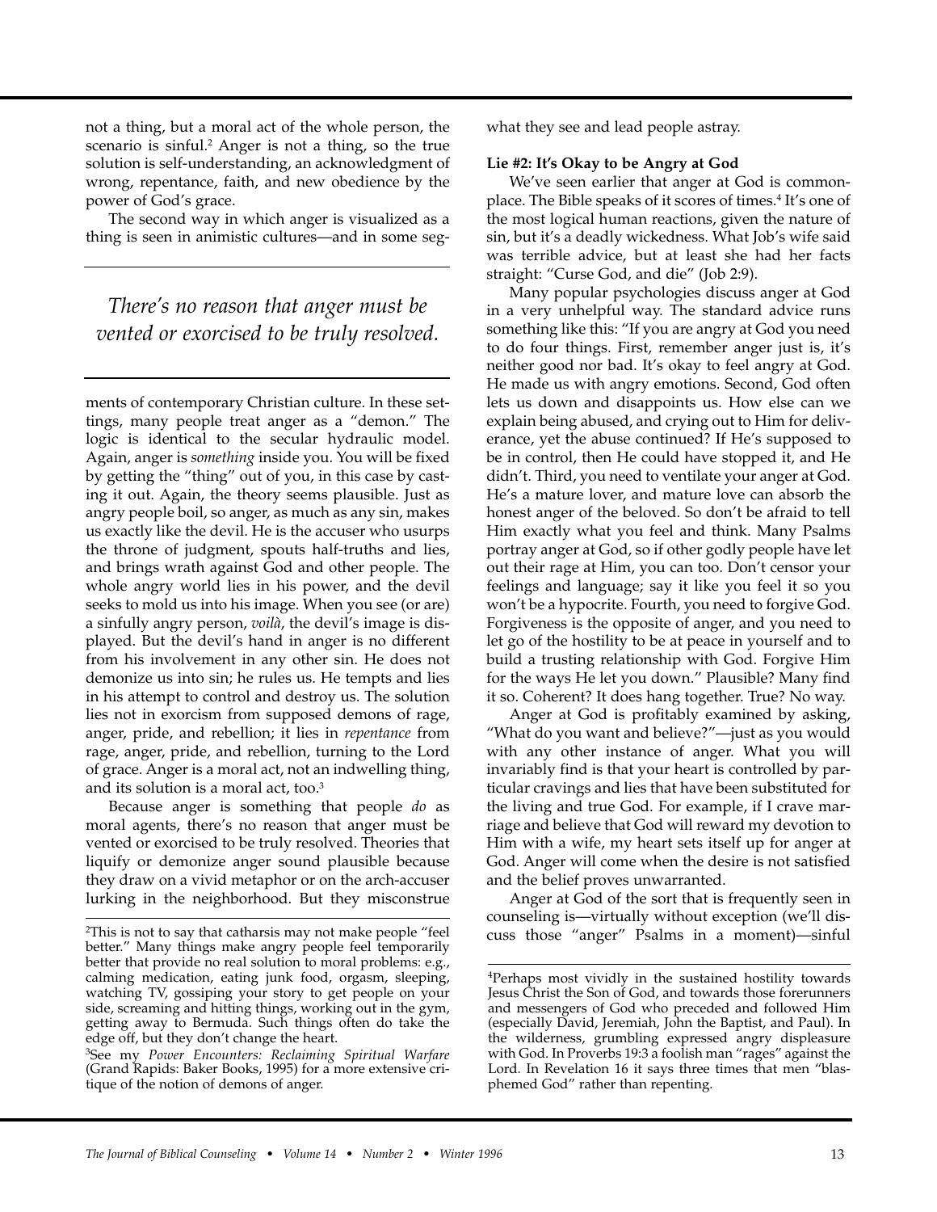not a thing, but a moral act of the whole person, the scenario is sinful.[2] Anger is not a thing, so the true solution is self-understanding, an acknowledgment of wrong, repentance, faith, and new obedience by the power of God's grace.

The second way in which anger is visualized as a thing is seen in animistic cultures—and in some segments of contemporary Christian culture. In these settings, many people treat anger as a "demon." The logic is identical to the secular hydraulic model. Again, anger is *something* inside you. You will be fixed by getting the "thing" out of you, in this case by casting it out. Again, the theory seems plausible. Just as angry people boil, so anger, as much as any sin, makes us exactly like the devil. He is the accuser who usurps the throne of judgment, spouts half-truths and lies, and brings wrath against God and other people. The whole angry world lies in his power, and the devil seeks to mold us into his image. When you see (or are) a sinfully angry person, *voilà*, the devil's image is displayed. But the devil's hand in anger is no different from his involvement in any other sin. He does not demonize us into sin; he rules us. He tempts and lies in his attempt to control and destroy us. The solution lies not in exorcism from supposed demons of rage, anger, pride, and rebellion; it lies in *repentance* from rage, anger, pride, and rebellion, turning to the Lord of grace. Anger is a moral act, not an indwelling thing, and its solution is a moral act, too.[3]

*There's no reason that anger must be vented or exorcised to be truly resolved.*

Because anger is something that people *do* as moral agents, there's no reason that anger must be vented or exorcised to be truly resolved. Theories that liquify or demonize anger sound plausible because they draw on a vivid metaphor or on the arch-accuser lurking in the neighborhood. But they misconstrue what they see and lead people astray.

**Lie #2: It's Okay to be Angry at God**

We've seen earlier that anger at God is commonplace. The Bible speaks of it scores of times.[4] It's one of the most logical human reactions, given the nature of sin, but it's a deadly wickedness. What Job's wife said was terrible advice, but at least she had her facts straight: "Curse God, and die" (Job 2:9).

Many popular psychologies discuss anger at God in a very unhelpful way. The standard advice runs something like this: "If you are angry at God you need to do four things. First, remember anger just is, it's neither good nor bad. It's okay to feel angry at God. He made us with angry emotions. Second, God often lets us down and disappoints us. How else can we explain being abused, and crying out to Him for deliverance, yet the abuse continued? If He's supposed to be in control, then He could have stopped it, and He didn't. Third, you need to ventilate your anger at God. He's a mature lover, and mature love can absorb the honest anger of the beloved. So don't be afraid to tell Him exactly what you feel and think. Many Psalms portray anger at God, so if other godly people have let out their rage at Him, you can too. Don't censor your feelings and language; say it like you feel it so you won't be a hypocrite. Fourth, you need to forgive God. Forgiveness is the opposite of anger, and you need to let go of the hostility to be at peace in yourself and to build a trusting relationship with God. Forgive Him for the ways He let you down." Plausible? Many find it so. Coherent? It does hang together. True? No way.

Anger at God is profitably examined by asking, "What do you want and believe?"—just as you would with any other instance of anger. What you will invariably find is that your heart is controlled by particular cravings and lies that have been substituted for the living and true God. For example, if I crave marriage and believe that God will reward my devotion to Him with a wife, my heart sets itself up for anger at God. Anger will come when the desire is not satisfied and the belief proves unwarranted.

Anger at God of the sort that is frequently seen in counseling is—virtually without exception (we'll discuss those "anger" Psalms in a moment)—sinful

---

[2]This is not to say that catharsis may not make people "feel better." Many things make angry people feel temporarily better that provide no real solution to moral problems: e.g., calming medication, eating junk food, orgasm, sleeping, watching TV, gossiping your story to get people on your side, screaming and hitting things, working out in the gym, getting away to Bermuda. Such things often do take the edge off, but they don't change the heart.

[3]See my *Power Encounters: Reclaiming Spiritual Warfare* (Grand Rapids: Baker Books, 1995) for a more extensive critique of the notion of demons of anger.

[4]Perhaps most vividly in the sustained hostility towards Jesus Christ the Son of God, and towards those forerunners and messengers of God who preceded and followed Him (especially David, Jeremiah, John the Baptist, and Paul). In the wilderness, grumbling expressed angry displeasure with God. In Proverbs 19:3 a foolish man "rages" against the Lord. In Revelation 16 it says three times that men "blasphemed God" rather than repenting.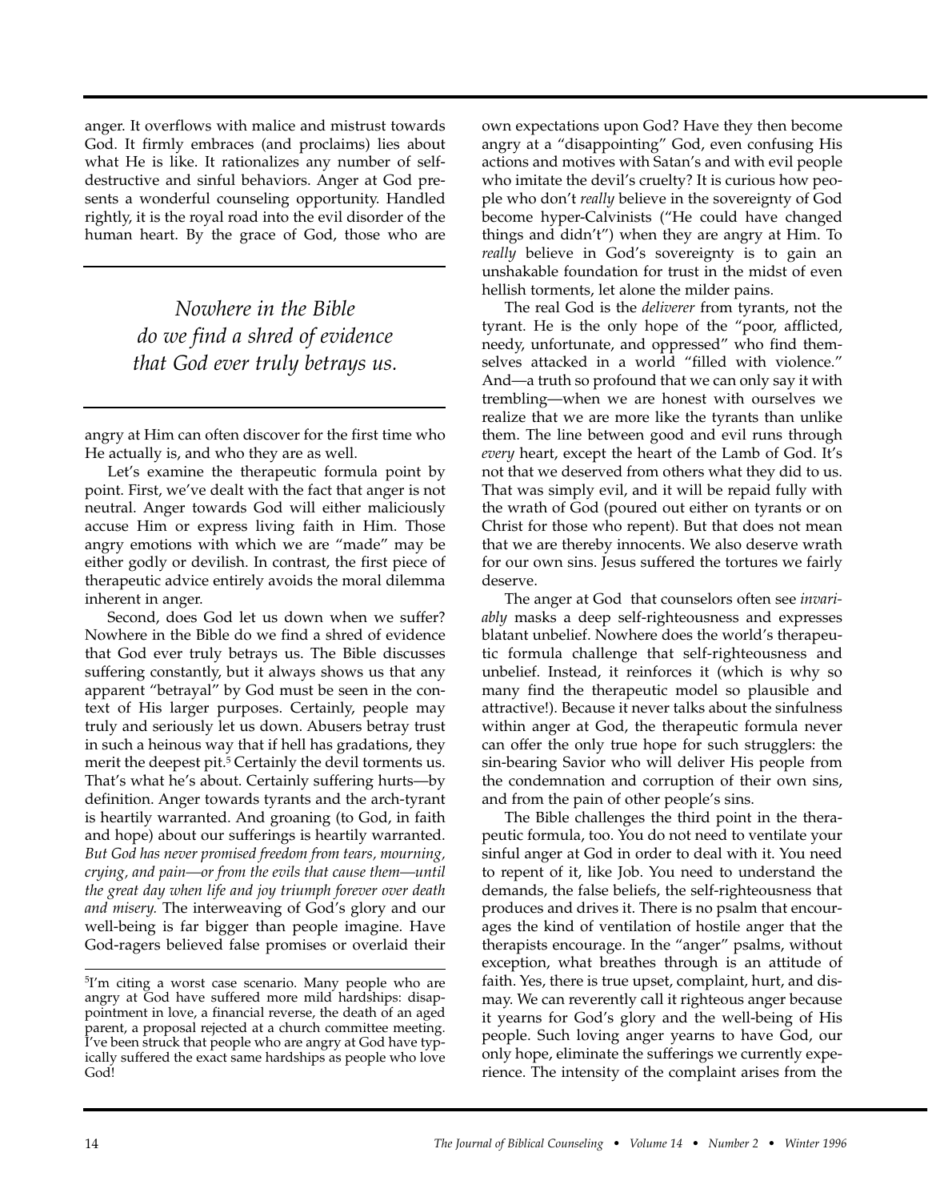anger. It overflows with malice and mistrust towards God. It firmly embraces (and proclaims) lies about what He is like. It rationalizes any number of self-destructive and sinful behaviors. Anger at God presents a wonderful counseling opportunity. Handled rightly, it is the royal road into the evil disorder of the human heart. By the grace of God, those who are angry at Him can often discover for the first time who He actually is, and who they are as well.

> *Nowhere in the Bible do we find a shred of evidence that God ever truly betrays us.*

Let's examine the therapeutic formula point by point. First, we've dealt with the fact that anger is not neutral. Anger towards God will either maliciously accuse Him or express living faith in Him. Those angry emotions with which we are "made" may be either godly or devilish. In contrast, the first piece of therapeutic advice entirely avoids the moral dilemma inherent in anger.

Second, does God let us down when we suffer? Nowhere in the Bible do we find a shred of evidence that God ever truly betrays us. The Bible discusses suffering constantly, but it always shows us that any apparent "betrayal" by God must be seen in the context of His larger purposes. Certainly, people may truly and seriously let us down. Abusers betray trust in such a heinous way that if hell has gradations, they merit the deepest pit.[5] Certainly the devil torments us. That's what he's about. Certainly suffering hurts—by definition. Anger towards tyrants and the arch-tyrant is heartily warranted. And groaning (to God, in faith and hope) about our sufferings is heartily warranted. *But God has never promised freedom from tears, mourning, crying, and pain—or from the evils that cause them—until the great day when life and joy triumph forever over death and misery.* The interweaving of God's glory and our well-being is far bigger than people imagine. Have God-ragers believed false promises or overlaid their own expectations upon God? Have they then become angry at a "disappointing" God, even confusing His actions and motives with Satan's and with evil people who imitate the devil's cruelty? It is curious how people who don't *really* believe in the sovereignty of God become hyper-Calvinists ("He could have changed things and didn't") when they are angry at Him. To *really* believe in God's sovereignty is to gain an unshakable foundation for trust in the midst of even hellish torments, let alone the milder pains.

The real God is the *deliverer* from tyrants, not the tyrant. He is the only hope of the "poor, afflicted, needy, unfortunate, and oppressed" who find themselves attacked in a world "filled with violence." And—a truth so profound that we can only say it with trembling—when we are honest with ourselves we realize that we are more like the tyrants than unlike them. The line between good and evil runs through *every* heart, except the heart of the Lamb of God. It's not that we deserved from others what they did to us. That was simply evil, and it will be repaid fully with the wrath of God (poured out either on tyrants or on Christ for those who repent). But that does not mean that we are thereby innocents. We also deserve wrath for our own sins. Jesus suffered the tortures we fairly deserve.

The anger at God that counselors often see *invariably* masks a deep self-righteousness and expresses blatant unbelief. Nowhere does the world's therapeutic formula challenge that self-righteousness and unbelief. Instead, it reinforces it (which is why so many find the therapeutic model so plausible and attractive!). Because it never talks about the sinfulness within anger at God, the therapeutic formula never can offer the only true hope for such strugglers: the sin-bearing Savior who will deliver His people from the condemnation and corruption of their own sins, and from the pain of other people's sins.

The Bible challenges the third point in the therapeutic formula, too. You do not need to ventilate your sinful anger at God in order to deal with it. You need to repent of it, like Job. You need to understand the demands, the false beliefs, the self-righteousness that produces and drives it. There is no psalm that encourages the kind of ventilation of hostile anger that the therapists encourage. In the "anger" psalms, without exception, what breathes through is an attitude of faith. Yes, there is true upset, complaint, hurt, and dismay. We can reverently call it righteous anger because it yearns for God's glory and the well-being of His people. Such loving anger yearns to have God, our only hope, eliminate the sufferings we currently experience. The intensity of the complaint arises from the

---

[5] I'm citing a worst case scenario. Many people who are angry at God have suffered more mild hardships: disappointment in love, a financial reverse, the death of an aged parent, a proposal rejected at a church committee meeting. I've been struck that people who are angry at God have typically suffered the exact same hardships as people who love God!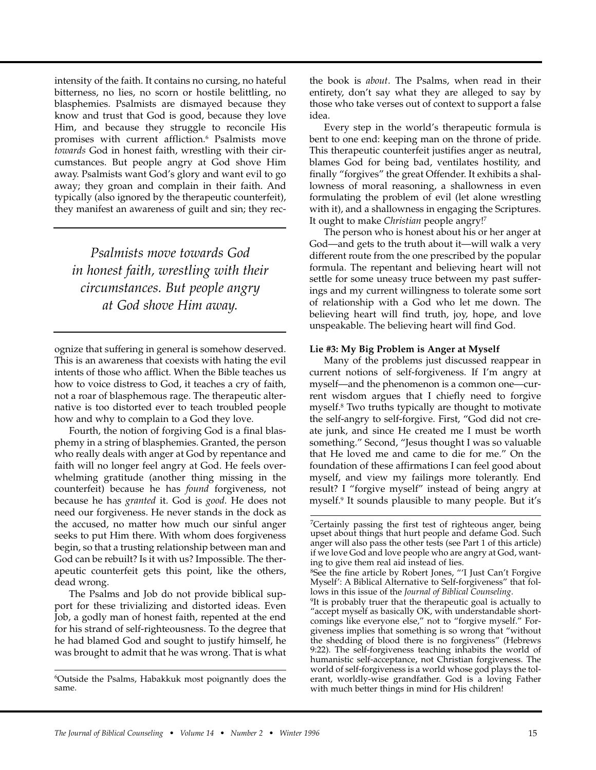intensity of the faith. It contains no cursing, no hateful bitterness, no lies, no scorn or hostile belittling, no blasphemies. Psalmists are dismayed because they know and trust that God is good, because they love Him, and because they struggle to reconcile His promises with current affliction.[6] Psalmists move *towards* God in honest faith, wrestling with their circumstances. But people angry at God shove Him away. Psalmists want God's glory and want evil to go away; they groan and complain in their faith. And typically (also ignored by the therapeutic counterfeit), they manifest an awareness of guilt and sin; they recognize that suffering in general is somehow deserved. This is an awareness that coexists with hating the evil intents of those who afflict. When the Bible teaches us how to voice distress to God, it teaches a cry of faith, not a roar of blasphemous rage. The therapeutic alternative is too distorted ever to teach troubled people how and why to complain to a God they love.

> *Psalmists move towards God in honest faith, wrestling with their circumstances. But people angry at God shove Him away.*

Fourth, the notion of forgiving God is a final blasphemy in a string of blasphemies. Granted, the person who really deals with anger at God by repentance and faith will no longer feel angry at God. He feels overwhelming gratitude (another thing missing in the counterfeit) because he has *found* forgiveness, not because he has *granted* it. God is *good*. He does not need our forgiveness. He never stands in the dock as the accused, no matter how much our sinful anger seeks to put Him there. With whom does forgiveness begin, so that a trusting relationship between man and God can be rebuilt? Is it with us? Impossible. The therapeutic counterfeit gets this point, like the others, dead wrong.

The Psalms and Job do not provide biblical support for these trivializing and distorted ideas. Even Job, a godly man of honest faith, repented at the end for his strand of self-righteousness. To the degree that he had blamed God and sought to justify himself, he was brought to admit that he was wrong. That is what the book is *about*. The Psalms, when read in their entirety, don't say what they are alleged to say by those who take verses out of context to support a false idea.

Every step in the world's therapeutic formula is bent to one end: keeping man on the throne of pride. This therapeutic counterfeit justifies anger as neutral, blames God for being bad, ventilates hostility, and finally "forgives" the great Offender. It exhibits a shallowness of moral reasoning, a shallowness in even formulating the problem of evil (let alone wrestling with it), and a shallowness in engaging the Scriptures. It ought to make *Christian* people angry![7]

The person who is honest about his or her anger at God—and gets to the truth about it—will walk a very different route from the one prescribed by the popular formula. The repentant and believing heart will not settle for some uneasy truce between my past sufferings and my current willingness to tolerate some sort of relationship with a God who let me down. The believing heart will find truth, joy, hope, and love unspeakable. The believing heart will find God.

**Lie #3: My Big Problem is Anger at Myself**

Many of the problems just discussed reappear in current notions of self-forgiveness. If I'm angry at myself—and the phenomenon is a common one—current wisdom argues that I chiefly need to forgive myself.[8] Two truths typically are thought to motivate the self-angry to self-forgive. First, "God did not create junk, and since He created me I must be worth something." Second, "Jesus thought I was so valuable that He loved me and came to die for me." On the foundation of these affirmations I can feel good about myself, and view my failings more tolerantly. End result? I "forgive myself" instead of being angry at myself.[9] It sounds plausible to many people. But it's

---

[6] Outside the Psalms, Habakkuk most poignantly does the same.

[7] Certainly passing the first test of righteous anger, being upset about things that hurt people and defame God. Such anger will also pass the other tests (see Part 1 of this article) if we love God and love people who are angry at God, wanting to give them real aid instead of lies.

[8] See the fine article by Robert Jones, "'I Just Can't Forgive Myself': A Biblical Alternative to Self-forgiveness" that follows in this issue of the *Journal of Biblical Counseling*.

[9] It is probably truer that the therapeutic goal is actually to "accept myself as basically OK, with understandable shortcomings like everyone else," not to "forgive myself." Forgiveness implies that something is so wrong that "without the shedding of blood there is no forgiveness" (Hebrews 9:22). The self-forgiveness teaching inhabits the world of humanistic self-acceptance, not Christian forgiveness. The world of self-forgiveness is a world whose god plays the tolerant, worldly-wise grandfather. God is a loving Father with much better things in mind for His children!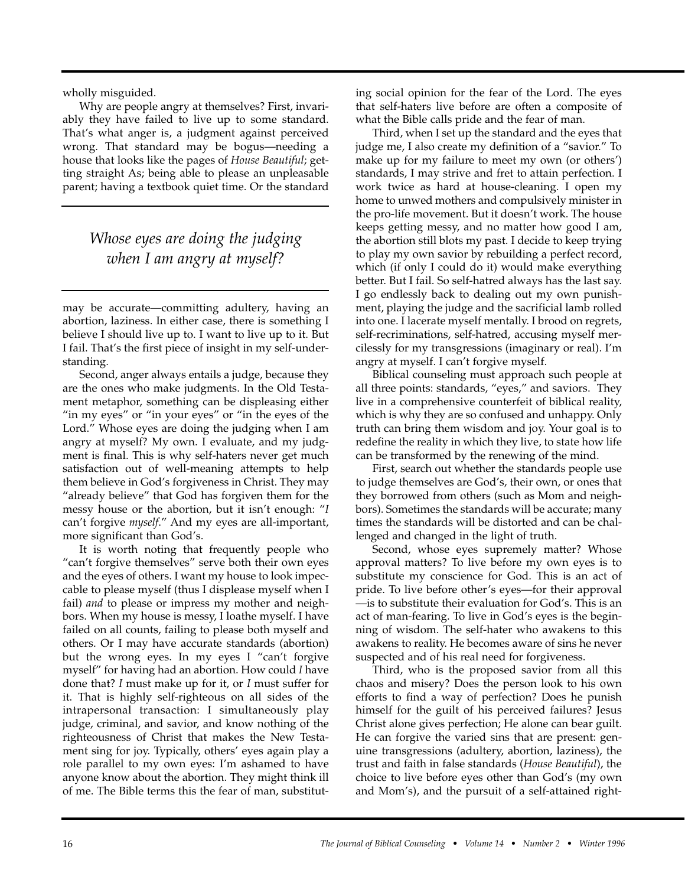wholly misguided.

Why are people angry at themselves? First, invariably they have failed to live up to some standard. That's what anger is, a judgment against perceived wrong. That standard may be bogus—needing a house that looks like the pages of *House Beautiful*; getting straight As; being able to please an unpleasable parent; having a textbook quiet time. Or the standard may be accurate—committing adultery, having an abortion, laziness. In either case, there is something I believe I should live up to. I want to live up to it. But I fail. That's the first piece of insight in my self-understanding.

*Whose eyes are doing the judging when I am angry at myself?*

Second, anger always entails a judge, because they are the ones who make judgments. In the Old Testament metaphor, something can be displeasing either "in my eyes" or "in your eyes" or "in the eyes of the Lord." Whose eyes are doing the judging when I am angry at myself? My own. I evaluate, and my judgment is final. This is why self-haters never get much satisfaction out of well-meaning attempts to help them believe in God's forgiveness in Christ. They may "already believe" that God has forgiven them for the messy house or the abortion, but it isn't enough: "*I* can't forgive *myself*." And my eyes are all-important, more significant than God's.

It is worth noting that frequently people who "can't forgive themselves" serve both their own eyes and the eyes of others. I want my house to look impeccable to please myself (thus I displease myself when I fail) *and* to please or impress my mother and neighbors. When my house is messy, I loathe myself. I have failed on all counts, failing to please both myself and others. Or I may have accurate standards (abortion) but the wrong eyes. In my eyes I "can't forgive myself" for having had an abortion. How could *I* have done that? *I* must make up for it, or *I* must suffer for it. That is highly self-righteous on all sides of the intrapersonal transaction: I simultaneously play judge, criminal, and savior, and know nothing of the righteousness of Christ that makes the New Testament sing for joy. Typically, others' eyes again play a role parallel to my own eyes: I'm ashamed to have anyone know about the abortion. They might think ill of me. The Bible terms this the fear of man, substituting social opinion for the fear of the Lord. The eyes that self-haters live before are often a composite of what the Bible calls pride and the fear of man.

Third, when I set up the standard and the eyes that judge me, I also create my definition of a "savior." To make up for my failure to meet my own (or others') standards, I may strive and fret to attain perfection. I work twice as hard at house-cleaning. I open my home to unwed mothers and compulsively minister in the pro-life movement. But it doesn't work. The house keeps getting messy, and no matter how good I am, the abortion still blots my past. I decide to keep trying to play my own savior by rebuilding a perfect record, which (if only I could do it) would make everything better. But I fail. So self-hatred always has the last say. I go endlessly back to dealing out my own punishment, playing the judge and the sacrificial lamb rolled into one. I lacerate myself mentally. I brood on regrets, self-recriminations, self-hatred, accusing myself mercilessly for my transgressions (imaginary or real). I'm angry at myself. I can't forgive myself.

Biblical counseling must approach such people at all three points: standards, "eyes," and saviors. They live in a comprehensive counterfeit of biblical reality, which is why they are so confused and unhappy. Only truth can bring them wisdom and joy. Your goal is to redefine the reality in which they live, to state how life can be transformed by the renewing of the mind.

First, search out whether the standards people use to judge themselves are God's, their own, or ones that they borrowed from others (such as Mom and neighbors). Sometimes the standards will be accurate; many times the standards will be distorted and can be challenged and changed in the light of truth.

Second, whose eyes supremely matter? Whose approval matters? To live before my own eyes is to substitute my conscience for God. This is an act of pride. To live before other's eyes—for their approval—is to substitute their evaluation for God's. This is an act of man-fearing. To live in God's eyes is the beginning of wisdom. The self-hater who awakens to this awakens to reality. He becomes aware of sins he never suspected and of his real need for forgiveness.

Third, who is the proposed savior from all this chaos and misery? Does the person look to his own efforts to find a way of perfection? Does he punish himself for the guilt of his perceived failures? Jesus Christ alone gives perfection; He alone can bear guilt. He can forgive the varied sins that are present: genuine transgressions (adultery, abortion, laziness), the trust and faith in false standards (*House Beautiful*), the choice to live before eyes other than God's (my own and Mom's), and the pursuit of a self-attained right-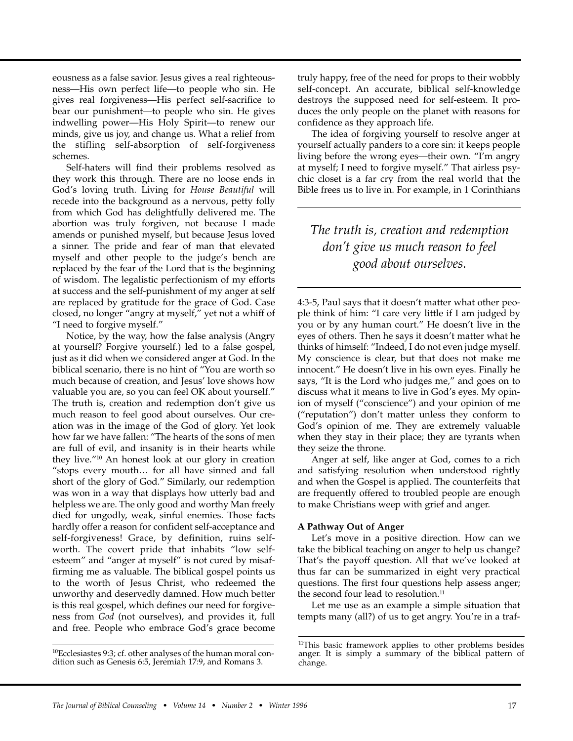eousness as a false savior. Jesus gives a real righteousness—His own perfect life—to people who sin. He gives real forgiveness—His perfect self-sacrifice to bear our punishment—to people who sin. He gives indwelling power—His Holy Spirit—to renew our minds, give us joy, and change us. What a relief from the stifling self-absorption of self-forgiveness schemes.

Self-haters will find their problems resolved as they work this through. There are no loose ends in God's loving truth. Living for *House Beautiful* will recede into the background as a nervous, petty folly from which God has delightfully delivered me. The abortion was truly forgiven, not because I made amends or punished myself, but because Jesus loved a sinner. The pride and fear of man that elevated myself and other people to the judge's bench are replaced by the fear of the Lord that is the beginning of wisdom. The legalistic perfectionism of my efforts at success and the self-punishment of my anger at self are replaced by gratitude for the grace of God. Case closed, no longer "angry at myself," yet not a whiff of "I need to forgive myself."

Notice, by the way, how the false analysis (Angry at yourself? Forgive yourself.) led to a false gospel, just as it did when we considered anger at God. In the biblical scenario, there is no hint of "You are worth so much because of creation, and Jesus' love shows how valuable you are, so you can feel OK about yourself." The truth is, creation and redemption don't give us much reason to feel good about ourselves. Our creation was in the image of the God of glory. Yet look how far we have fallen: "The hearts of the sons of men are full of evil, and insanity is in their hearts while they live."[10] An honest look at our glory in creation "stops every mouth… for all have sinned and fall short of the glory of God." Similarly, our redemption was won in a way that displays how utterly bad and helpless we are. The only good and worthy Man freely died for ungodly, weak, sinful enemies. Those facts hardly offer a reason for confident self-acceptance and self-forgiveness! Grace, by definition, ruins self-worth. The covert pride that inhabits "low self-esteem" and "anger at myself" is not cured by misaffirming me as valuable. The biblical gospel points us to the worth of Jesus Christ, who redeemed the unworthy and deservedly damned. How much better is this real gospel, which defines our need for forgiveness from *God* (not ourselves), and provides it, full and free. People who embrace God's grace become truly happy, free of the need for props to their wobbly self-concept. An accurate, biblical self-knowledge destroys the supposed need for self-esteem. It produces the only people on the planet with reasons for confidence as they approach life.

The idea of forgiving yourself to resolve anger at yourself actually panders to a core sin: it keeps people living before the wrong eyes—their own. "I'm angry at myself; I need to forgive myself." That airless psychic closet is a far cry from the real world that the Bible frees us to live in. For example, in 1 Corinthians 4:3-5, Paul says that it doesn't matter what other people think of him: "I care very little if I am judged by you or by any human court." He doesn't live in the eyes of others. Then he says it doesn't matter what he thinks of himself: "Indeed, I do not even judge myself. My conscience is clear, but that does not make me innocent." He doesn't live in his own eyes. Finally he says, "It is the Lord who judges me," and goes on to discuss what it means to live in God's eyes. My opinion of myself ("conscience") and your opinion of me ("reputation") don't matter unless they conform to God's opinion of me. They are extremely valuable when they stay in their place; they are tyrants when they seize the throne.

> *The truth is, creation and redemption don't give us much reason to feel good about ourselves.*

Anger at self, like anger at God, comes to a rich and satisfying resolution when understood rightly and when the Gospel is applied. The counterfeits that are frequently offered to troubled people are enough to make Christians weep with grief and anger.

**A Pathway Out of Anger**

Let's move in a positive direction. How can we take the biblical teaching on anger to help us change? That's the payoff question. All that we've looked at thus far can be summarized in eight very practical questions. The first four questions help assess anger; the second four lead to resolution.[11]

Let me use as an example a simple situation that tempts many (all?) of us to get angry. You're in a traf-

---

[10] Ecclesiastes 9:3; cf. other analyses of the human moral condition such as Genesis 6:5, Jeremiah 17:9, and Romans 3.

[11] This basic framework applies to other problems besides anger. It is simply a summary of the biblical pattern of change.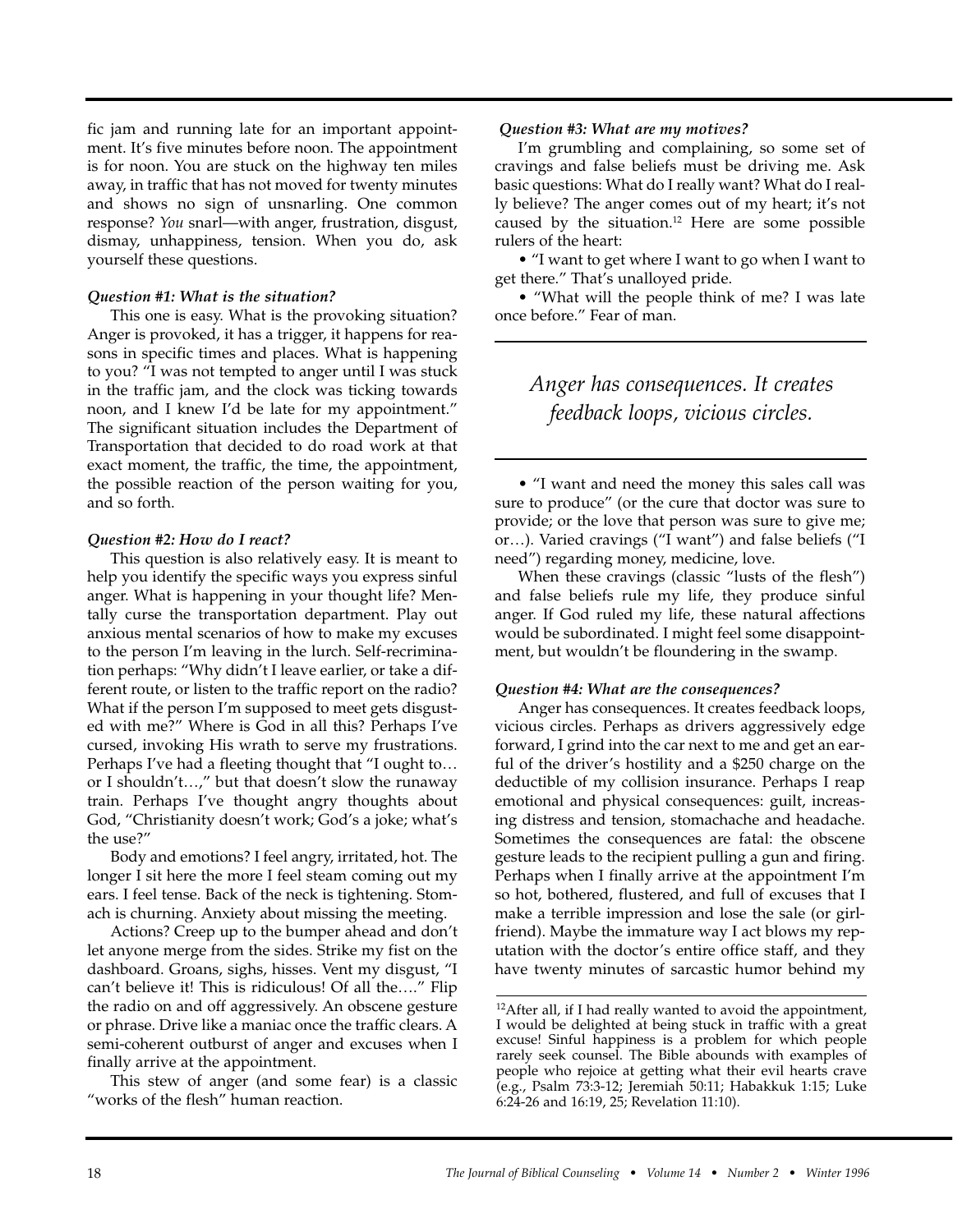fic jam and running late for an important appointment. It's five minutes before noon. The appointment is for noon. You are stuck on the highway ten miles away, in traffic that has not moved for twenty minutes and shows no sign of unsnarling. One common response? *You* snarl—with anger, frustration, disgust, dismay, unhappiness, tension. When you do, ask yourself these questions.

***Question #1: What is the situation?***

This one is easy. What is the provoking situation? Anger is provoked, it has a trigger, it happens for reasons in specific times and places. What is happening to you? "I was not tempted to anger until I was stuck in the traffic jam, and the clock was ticking towards noon, and I knew I'd be late for my appointment." The significant situation includes the Department of Transportation that decided to do road work at that exact moment, the traffic, the time, the appointment, the possible reaction of the person waiting for you, and so forth.

***Question #2: How do I react?***

This question is also relatively easy. It is meant to help you identify the specific ways you express sinful anger. What is happening in your thought life? Mentally curse the transportation department. Play out anxious mental scenarios of how to make my excuses to the person I'm leaving in the lurch. Self-recrimination perhaps: "Why didn't I leave earlier, or take a different route, or listen to the traffic report on the radio? What if the person I'm supposed to meet gets disgusted with me?" Where is God in all this? Perhaps I've cursed, invoking His wrath to serve my frustrations. Perhaps I've had a fleeting thought that "I ought to… or I shouldn't…," but that doesn't slow the runaway train. Perhaps I've thought angry thoughts about God, "Christianity doesn't work; God's a joke; what's the use?"

Body and emotions? I feel angry, irritated, hot. The longer I sit here the more I feel steam coming out my ears. I feel tense. Back of the neck is tightening. Stomach is churning. Anxiety about missing the meeting.

Actions? Creep up to the bumper ahead and don't let anyone merge from the sides. Strike my fist on the dashboard. Groans, sighs, hisses. Vent my disgust, "I can't believe it! This is ridiculous! Of all the…." Flip the radio on and off aggressively. An obscene gesture or phrase. Drive like a maniac once the traffic clears. A semi-coherent outburst of anger and excuses when I finally arrive at the appointment.

This stew of anger (and some fear) is a classic "works of the flesh" human reaction.

***Question #3: What are my motives?***

I'm grumbling and complaining, so some set of cravings and false beliefs must be driving me. Ask basic questions: What do I really want? What do I really believe? The anger comes out of my heart; it's not caused by the situation.[12] Here are some possible rulers of the heart:

- "I want to get where I want to go when I want to get there." That's unalloyed pride.
- "What will the people think of me? I was late once before." Fear of man.

> *Anger has consequences. It creates feedback loops, vicious circles.*

- "I want and need the money this sales call was sure to produce" (or the cure that doctor was sure to provide; or the love that person was sure to give me; or…). Varied cravings ("I want") and false beliefs ("I need") regarding money, medicine, love.

When these cravings (classic "lusts of the flesh") and false beliefs rule my life, they produce sinful anger. If God ruled my life, these natural affections would be subordinated. I might feel some disappointment, but wouldn't be floundering in the swamp.

***Question #4: What are the consequences?***

Anger has consequences. It creates feedback loops, vicious circles. Perhaps as drivers aggressively edge forward, I grind into the car next to me and get an earful of the driver's hostility and a $250 charge on the deductible of my collision insurance. Perhaps I reap emotional and physical consequences: guilt, increasing distress and tension, stomachache and headache. Sometimes the consequences are fatal: the obscene gesture leads to the recipient pulling a gun and firing. Perhaps when I finally arrive at the appointment I'm so hot, bothered, flustered, and full of excuses that I make a terrible impression and lose the sale (or girlfriend). Maybe the immature way I act blows my reputation with the doctor's entire office staff, and they have twenty minutes of sarcastic humor behind my

---

[12] After all, if I had really wanted to avoid the appointment, I would be delighted at being stuck in traffic with a great excuse! Sinful happiness is a problem for which people rarely seek counsel. The Bible abounds with examples of people who rejoice at getting what their evil hearts crave (e.g., Psalm 73:3-12; Jeremiah 50:11; Habakkuk 1:15; Luke 6:24-26 and 16:19, 25; Revelation 11:10).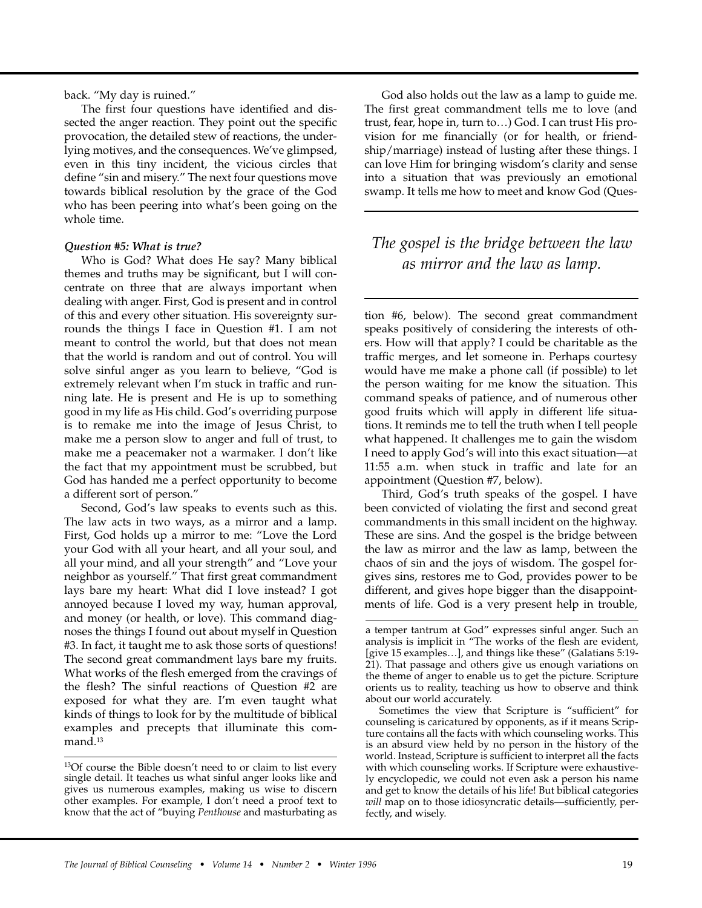back. "My day is ruined."

The first four questions have identified and dissected the anger reaction. They point out the specific provocation, the detailed stew of reactions, the underlying motives, and the consequences. We've glimpsed, even in this tiny incident, the vicious circles that define "sin and misery." The next four questions move towards biblical resolution by the grace of the God who has been peering into what's been going on the whole time.

***Question #5: What is true?***

Who is God? What does He say? Many biblical themes and truths may be significant, but I will concentrate on three that are always important when dealing with anger. First, God is present and in control of this and every other situation. His sovereignty surrounds the things I face in Question #1. I am not meant to control the world, but that does not mean that the world is random and out of control. You will solve sinful anger as you learn to believe, "God is extremely relevant when I'm stuck in traffic and running late. He is present and He is up to something good in my life as His child. God's overriding purpose is to remake me into the image of Jesus Christ, to make me a person slow to anger and full of trust, to make me a peacemaker not a warmaker. I don't like the fact that my appointment must be scrubbed, but God has handed me a perfect opportunity to become a different sort of person."

Second, God's law speaks to events such as this. The law acts in two ways, as a mirror and a lamp. First, God holds up a mirror to me: "Love the Lord your God with all your heart, and all your soul, and all your mind, and all your strength" and "Love your neighbor as yourself." That first great commandment lays bare my heart: What did I love instead? I got annoyed because I loved my way, human approval, and money (or health, or love). This command diagnoses the things I found out about myself in Question #3. In fact, it taught me to ask those sorts of questions! The second great commandment lays bare my fruits. What works of the flesh emerged from the cravings of the flesh? The sinful reactions of Question #2 are exposed for what they are. I'm even taught what kinds of things to look for by the multitude of biblical examples and precepts that illuminate this command.[13]

God also holds out the law as a lamp to guide me. The first great commandment tells me to love (and trust, fear, hope in, turn to…) God. I can trust His provision for me financially (or for health, or friendship/marriage) instead of lusting after these things. I can love Him for bringing wisdom's clarity and sense into a situation that was previously an emotional swamp. It tells me how to meet and know God (Question #6, below). The second great commandment speaks positively of considering the interests of others. How will that apply? I could be charitable as the traffic merges, and let someone in. Perhaps courtesy would have me make a phone call (if possible) to let the person waiting for me know the situation. This command speaks of patience, and of numerous other good fruits which will apply in different life situations. It reminds me to tell the truth when I tell people what happened. It challenges me to gain the wisdom I need to apply God's will into this exact situation—at 11:55 a.m. when stuck in traffic and late for an appointment (Question #7, below).

> *The gospel is the bridge between the law as mirror and the law as lamp.*

Third, God's truth speaks of the gospel. I have been convicted of violating the first and second great commandments in this small incident on the highway. These are sins. And the gospel is the bridge between the law as mirror and the law as lamp, between the chaos of sin and the joys of wisdom. The gospel forgives sins, restores me to God, provides power to be different, and gives hope bigger than the disappointments of life. God is a very present help in trouble,

---

[13] Of course the Bible doesn't need to or claim to list every single detail. It teaches us what sinful anger looks like and gives us numerous examples, making us wise to discern other examples. For example, I don't need a proof text to know that the act of "buying *Penthouse* and masturbating as a temper tantrum at God" expresses sinful anger. Such an analysis is implicit in "The works of the flesh are evident, [give 15 examples…], and things like these" (Galatians 5:19-21). That passage and others give us enough variations on the theme of anger to enable us to get the picture. Scripture orients us to reality, teaching us how to observe and think about our world accurately.

Sometimes the view that Scripture is "sufficient" for counseling is caricatured by opponents, as if it means Scripture contains all the facts with which counseling works. This is an absurd view held by no person in the history of the world. Instead, Scripture is sufficient to interpret all the facts with which counseling works. If Scripture were exhaustively encyclopedic, we could not even ask a person his name and get to know the details of his life! But biblical categories *will* map on to those idiosyncratic details—sufficiently, perfectly, and wisely.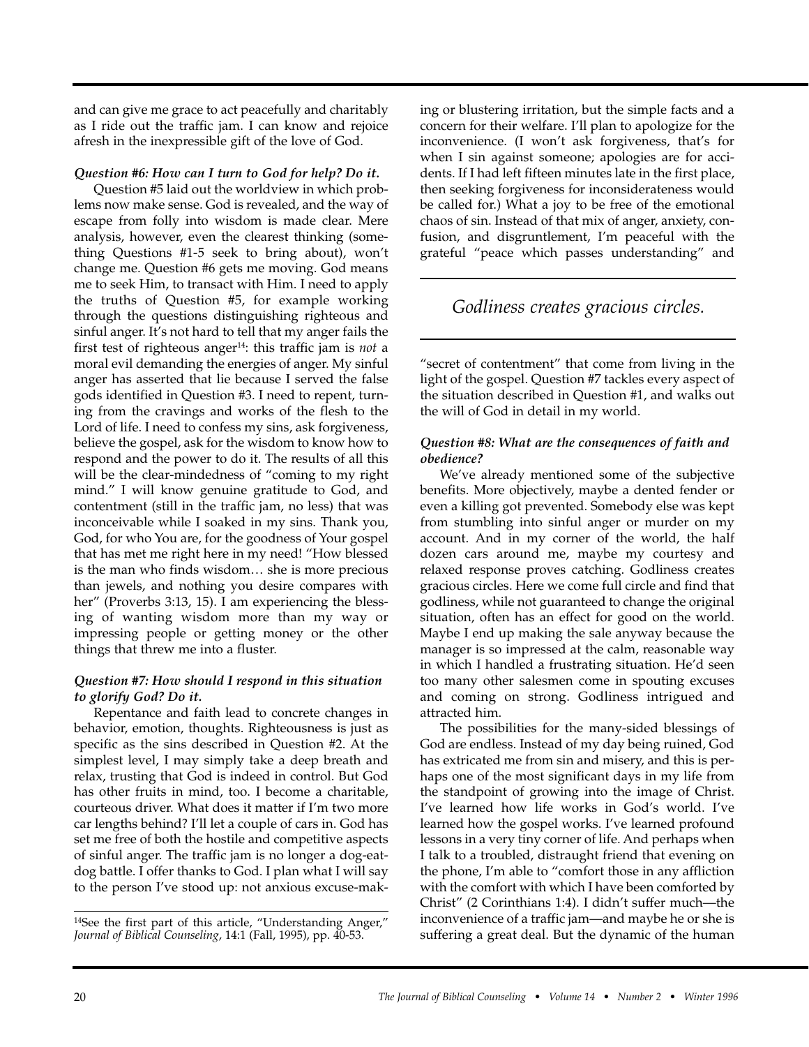and can give me grace to act peacefully and charitably as I ride out the traffic jam. I can know and rejoice afresh in the inexpressible gift of the love of God.

***Question #6: How can I turn to God for help? Do it.***

Question #5 laid out the worldview in which problems now make sense. God is revealed, and the way of escape from folly into wisdom is made clear. Mere analysis, however, even the clearest thinking (something Questions #1-5 seek to bring about), won't change me. Question #6 gets me moving. God means me to seek Him, to transact with Him. I need to apply the truths of Question #5, for example working through the questions distinguishing righteous and sinful anger. It's not hard to tell that my anger fails the first test of righteous anger[14]: this traffic jam is *not* a moral evil demanding the energies of anger. My sinful anger has asserted that lie because I served the false gods identified in Question #3. I need to repent, turning from the cravings and works of the flesh to the Lord of life. I need to confess my sins, ask forgiveness, believe the gospel, ask for the wisdom to know how to respond and the power to do it. The results of all this will be the clear-mindedness of "coming to my right mind." I will know genuine gratitude to God, and contentment (still in the traffic jam, no less) that was inconceivable while I soaked in my sins. Thank you, God, for who You are, for the goodness of Your gospel that has met me right here in my need! "How blessed is the man who finds wisdom… she is more precious than jewels, and nothing you desire compares with her" (Proverbs 3:13, 15). I am experiencing the blessing of wanting wisdom more than my way or impressing people or getting money or the other things that threw me into a fluster.

***Question #7: How should I respond in this situation to glorify God? Do it.***

Repentance and faith lead to concrete changes in behavior, emotion, thoughts. Righteousness is just as specific as the sins described in Question #2. At the simplest level, I may simply take a deep breath and relax, trusting that God is indeed in control. But God has other fruits in mind, too. I become a charitable, courteous driver. What does it matter if I'm two more car lengths behind? I'll let a couple of cars in. God has set me free of both the hostile and competitive aspects of sinful anger. The traffic jam is no longer a dog-eat-dog battle. I offer thanks to God. I plan what I will say to the person I've stood up: not anxious excuse-making or blustering irritation, but the simple facts and a concern for their welfare. I'll plan to apologize for the inconvenience. (I won't ask forgiveness, that's for when I sin against someone; apologies are for accidents. If I had left fifteen minutes late in the first place, then seeking forgiveness for inconsiderateness would be called for.) What a joy to be free of the emotional chaos of sin. Instead of that mix of anger, anxiety, confusion, and disgruntlement, I'm peaceful with the grateful "peace which passes understanding" and "secret of contentment" that come from living in the light of the gospel. Question #7 tackles every aspect of the situation described in Question #1, and walks out the will of God in detail in my world.

> *Godliness creates gracious circles.*

***Question #8: What are the consequences of faith and obedience?***

We've already mentioned some of the subjective benefits. More objectively, maybe a dented fender or even a killing got prevented. Somebody else was kept from stumbling into sinful anger or murder on my account. And in my corner of the world, the half dozen cars around me, maybe my courtesy and relaxed response proves catching. Godliness creates gracious circles. Here we come full circle and find that godliness, while not guaranteed to change the original situation, often has an effect for good on the world. Maybe I end up making the sale anyway because the manager is so impressed at the calm, reasonable way in which I handled a frustrating situation. He'd seen too many other salesmen come in spouting excuses and coming on strong. Godliness intrigued and attracted him.

The possibilities for the many-sided blessings of God are endless. Instead of my day being ruined, God has extricated me from sin and misery, and this is perhaps one of the most significant days in my life from the standpoint of growing into the image of Christ. I've learned how life works in God's world. I've learned how the gospel works. I've learned profound lessons in a very tiny corner of life. And perhaps when I talk to a troubled, distraught friend that evening on the phone, I'm able to "comfort those in any affliction with the comfort with which I have been comforted by Christ" (2 Corinthians 1:4). I didn't suffer much—the inconvenience of a traffic jam—and maybe he or she is suffering a great deal. But the dynamic of the human

---

[14] See the first part of this article, "Understanding Anger," *Journal of Biblical Counseling*, 14:1 (Fall, 1995), pp. 40-53.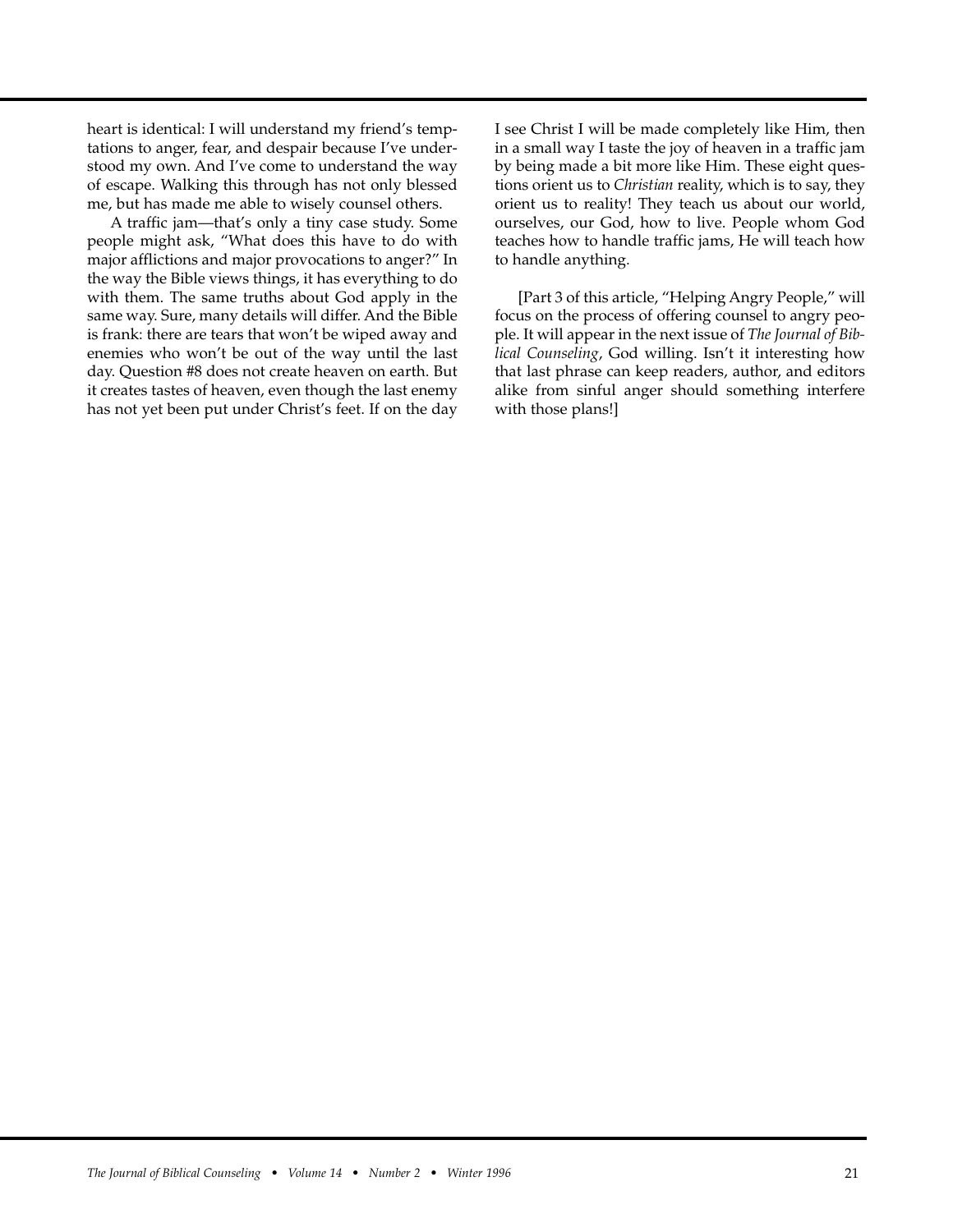heart is identical: I will understand my friend's temptations to anger, fear, and despair because I've understood my own. And I've come to understand the way of escape. Walking this through has not only blessed me, but has made me able to wisely counsel others.

A traffic jam—that's only a tiny case study. Some people might ask, "What does this have to do with major afflictions and major provocations to anger?" In the way the Bible views things, it has everything to do with them. The same truths about God apply in the same way. Sure, many details will differ. And the Bible is frank: there are tears that won't be wiped away and enemies who won't be out of the way until the last day. Question #8 does not create heaven on earth. But it creates tastes of heaven, even though the last enemy has not yet been put under Christ's feet. If on the day I see Christ I will be made completely like Him, then in a small way I taste the joy of heaven in a traffic jam by being made a bit more like Him. These eight questions orient us to *Christian* reality, which is to say, they orient us to reality! They teach us about our world, ourselves, our God, how to live. People whom God teaches how to handle traffic jams, He will teach how to handle anything.

[Part 3 of this article, "Helping Angry People," will focus on the process of offering counsel to angry people. It will appear in the next issue of *The Journal of Biblical Counseling*, God willing. Isn't it interesting how that last phrase can keep readers, author, and editors alike from sinful anger should something interfere with those plans!]